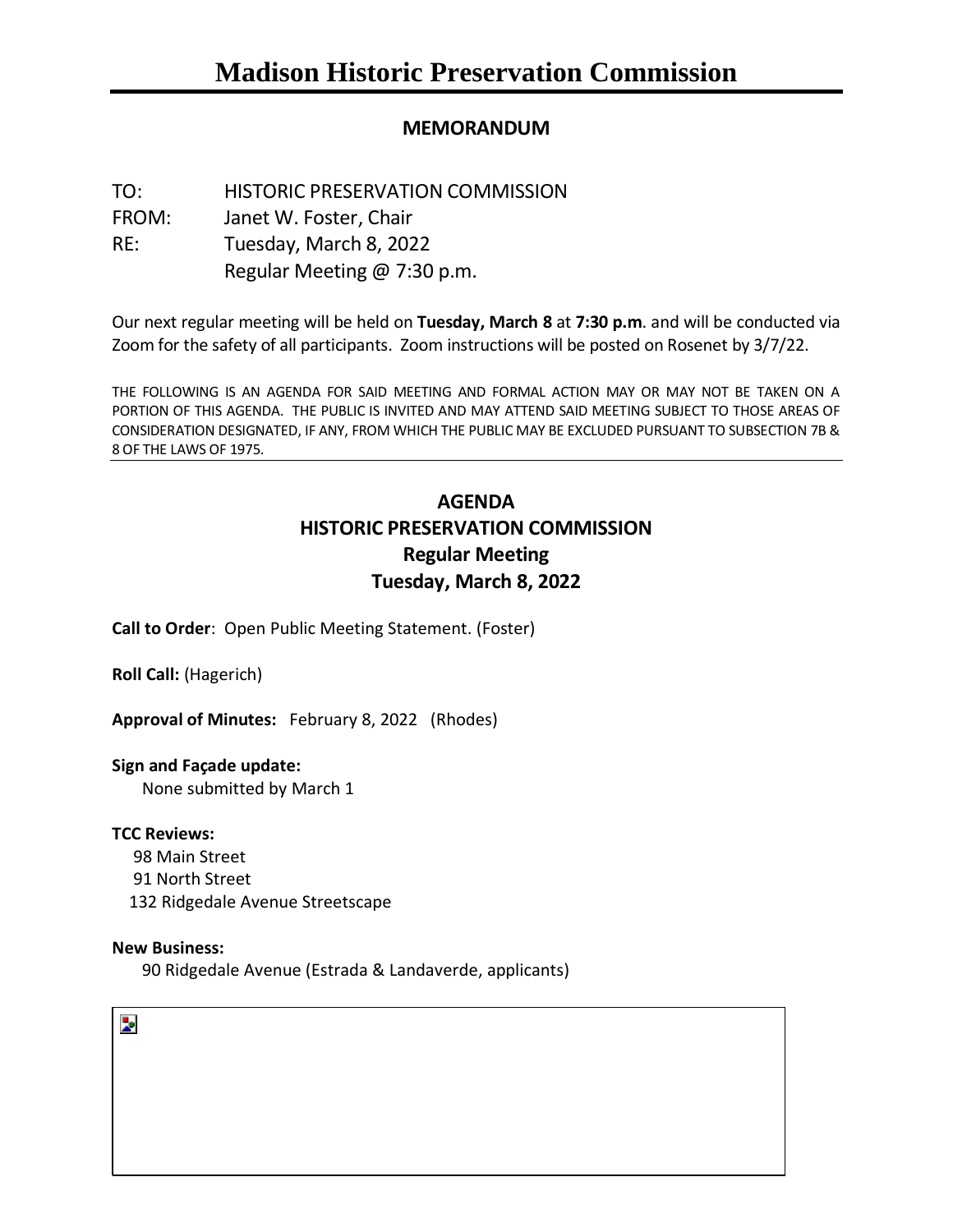# Madison Historic Preservation Commission

**MEMORANDUM**

TO: HISTORIC PRESERVATION COMMISSION
FROM: Janet W. Foster, Chair
RE: Tuesday, March 8, 2022
Regular Meeting @ 7:30 p.m.

Our next regular meeting will be held on **Tuesday, March 8** at **7:30 p.m**. and will be conducted via Zoom for the safety of all participants. Zoom instructions will be posted on Rosenet by 3/7/22.

THE FOLLOWING IS AN AGENDA FOR SAID MEETING AND FORMAL ACTION MAY OR MAY NOT BE TAKEN ON A PORTION OF THIS AGENDA. THE PUBLIC IS INVITED AND MAY ATTEND SAID MEETING SUBJECT TO THOSE AREAS OF CONSIDERATION DESIGNATED, IF ANY, FROM WHICH THE PUBLIC MAY BE EXCLUDED PURSUANT TO SUBSECTION 7B & 8 OF THE LAWS OF 1975.

## AGENDA
## HISTORIC PRESERVATION COMMISSION
## Regular Meeting
## Tuesday, March 8, 2022

**Call to Order**: Open Public Meeting Statement. (Foster)

**Roll Call:** (Hagerich)

**Approval of Minutes:** February 8, 2022 (Rhodes)

**Sign and Façade update:**
None submitted by March 1

**TCC Reviews:**
98 Main Street
91 North Street
132 Ridgedale Avenue Streetscape

**New Business:**
90 Ridgedale Avenue (Estrada & Landaverde, applicants)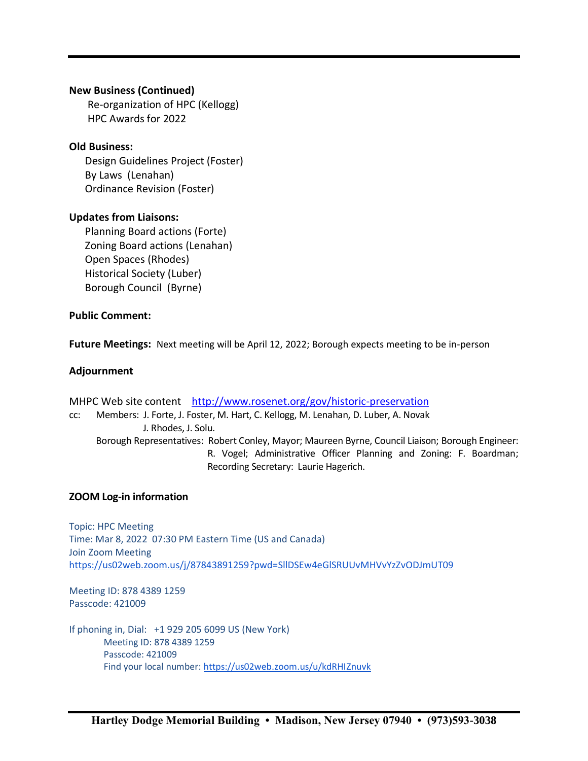**New Business (Continued)**

Re-organization of HPC (Kellogg)
HPC Awards for 2022

**Old Business:**

Design Guidelines Project (Foster)
By Laws (Lenahan)
Ordinance Revision (Foster)

**Updates from Liaisons:**

Planning Board actions (Forte)
Zoning Board actions (Lenahan)
Open Spaces (Rhodes)
Historical Society (Luber)
Borough Council (Byrne)

**Public Comment:**

**Future Meetings:** Next meeting will be April 12, 2022; Borough expects meeting to be in-person

**Adjournment**

MHPC Web site content [http://www.rosenet.org/gov/historic-preservation](http://www.rosenet.org/gov/historic-preservation)

cc: Members: J. Forte, J. Foster, M. Hart, C. Kellogg, M. Lenahan, D. Luber, A. Novak J. Rhodes, J. Solu.

Borough Representatives: Robert Conley, Mayor; Maureen Byrne, Council Liaison; Borough Engineer: R. Vogel; Administrative Officer Planning and Zoning: F. Boardman; Recording Secretary: Laurie Hagerich.

**ZOOM Log-in information**

Topic: HPC Meeting
Time: Mar 8, 2022 07:30 PM Eastern Time (US and Canada)
Join Zoom Meeting
[https://us02web.zoom.us/j/87843891259?pwd=SllDSEw4eGlSRUUvMHVvYzZvODJmUT09](https://us02web.zoom.us/j/87843891259?pwd=SllDSEw4eGlSRUUvMHVvYzZvODJmUT09)

Meeting ID: 878 4389 1259
Passcode: 421009

If phoning in, Dial: +1 929 205 6099 US (New York)
Meeting ID: 878 4389 1259
Passcode: 421009
Find your local number: [https://us02web.zoom.us/u/kdRHIZnuvk](https://us02web.zoom.us/u/kdRHIZnuvk)

**Hartley Dodge Memorial Building • Madison, New Jersey 07940 • (973)593-3038**